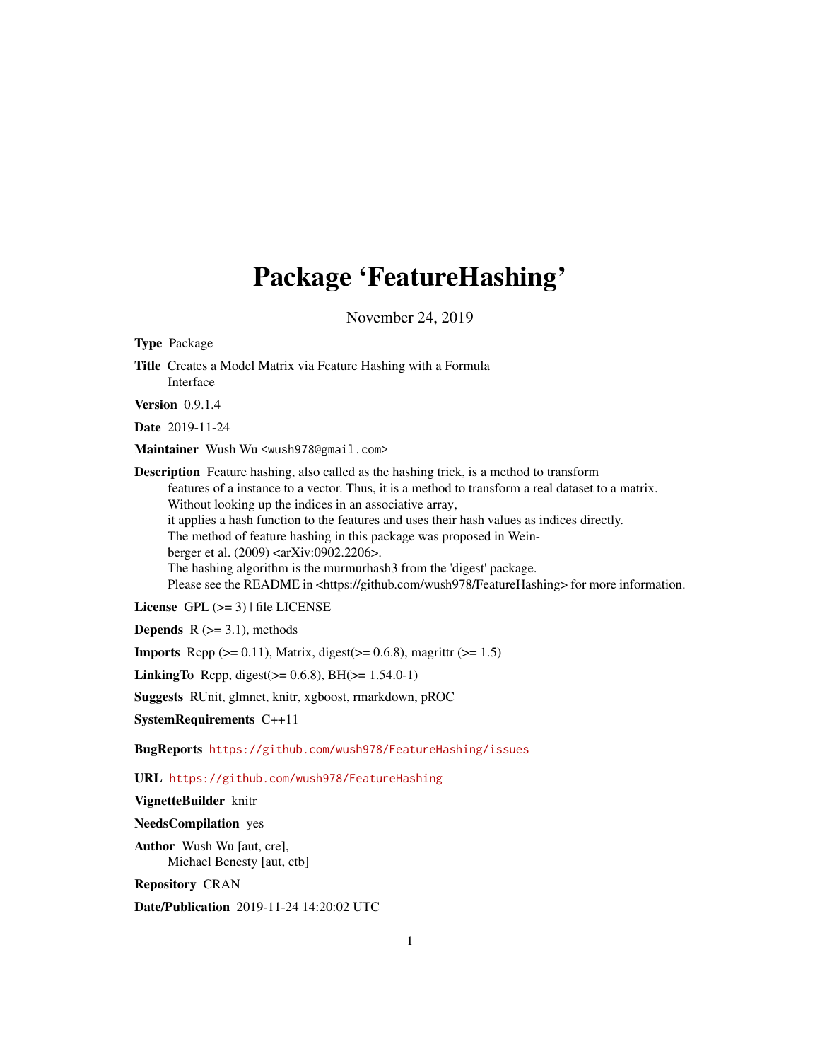# Package 'FeatureHashing'

November 24, 2019

**Type** Package

**Title** Creates a Model Matrix via Feature Hashing with a Formula Interface

**Version** 0.9.1.4

**Date** 2019-11-24

**Maintainer** Wush Wu <wush978@gmail.com>

**Description** Feature hashing, also called as the hashing trick, is a method to transform features of a instance to a vector. Thus, it is a method to transform a real dataset to a matrix. Without looking up the indices in an associative array, it applies a hash function to the features and uses their hash values as indices directly. The method of feature hashing in this package was proposed in Weinberger et al. (2009) <arXiv:0902.2206>. The hashing algorithm is the murmurhash3 from the 'digest' package. Please see the README in <https://github.com/wush978/FeatureHashing> for more information.

**License** GPL (>= 3) | file LICENSE

**Depends** R (>= 3.1), methods

**Imports** Rcpp (>= 0.11), Matrix, digest(>= 0.6.8), magrittr (>= 1.5)

**LinkingTo** Rcpp, digest(>= 0.6.8), BH(>= 1.54.0-1)

**Suggests** RUnit, glmnet, knitr, xgboost, rmarkdown, pROC

**SystemRequirements** C++11

**BugReports** https://github.com/wush978/FeatureHashing/issues

**URL** https://github.com/wush978/FeatureHashing

**VignetteBuilder** knitr

**NeedsCompilation** yes

**Author** Wush Wu [aut, cre], Michael Benesty [aut, ctb]

**Repository** CRAN

**Date/Publication** 2019-11-24 14:20:02 UTC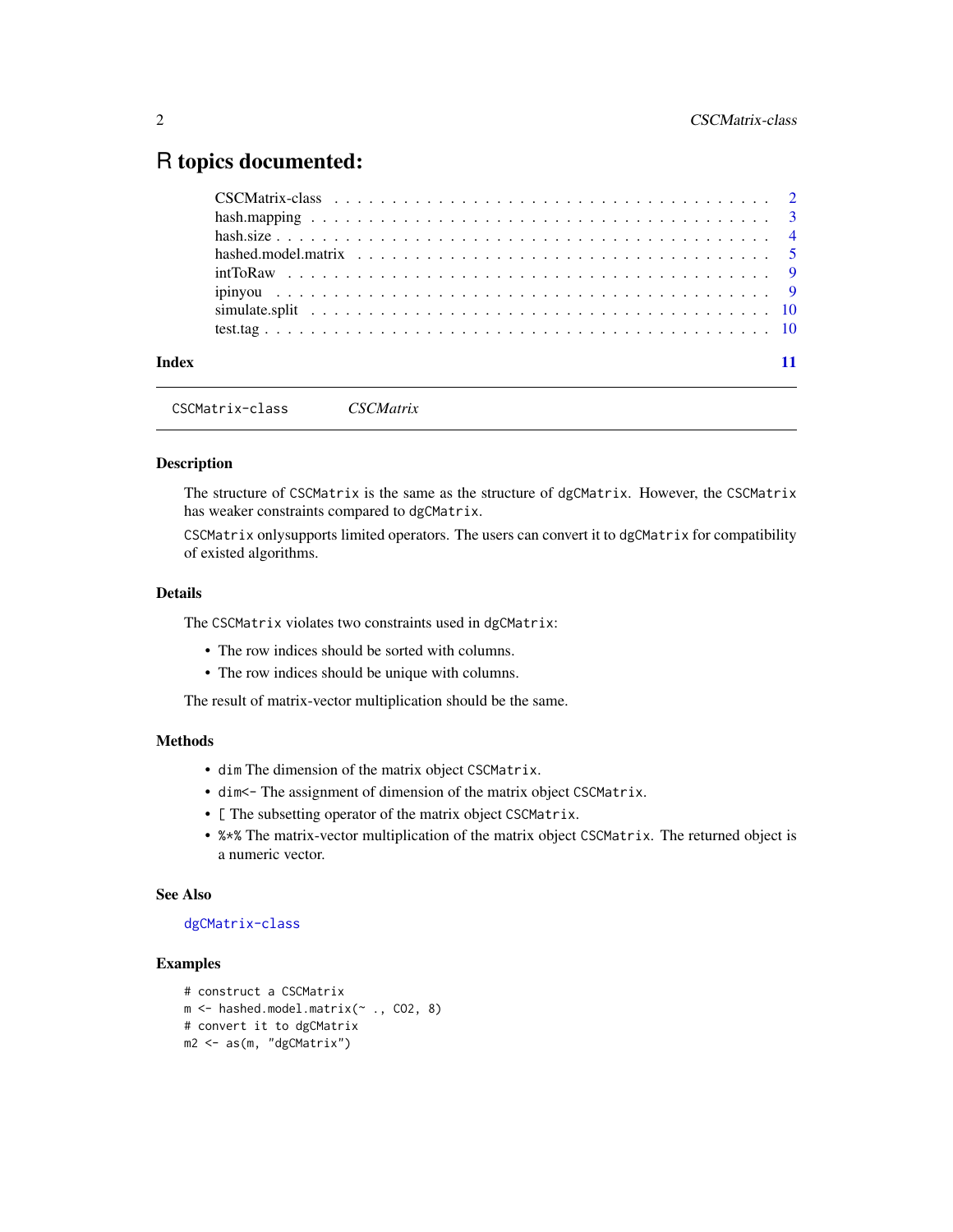# R topics documented:

- CSCMatrix-class . . . . . . . . . . . . . . . . . . . . . . . . . . . . . . . . . . . 2
- hash.mapping . . . . . . . . . . . . . . . . . . . . . . . . . . . . . . . . . . . . 3
- hash.size . . . . . . . . . . . . . . . . . . . . . . . . . . . . . . . . . . . . . 4
- hashed.model.matrix . . . . . . . . . . . . . . . . . . . . . . . . . . . . . . . . 5
- intToRaw . . . . . . . . . . . . . . . . . . . . . . . . . . . . . . . . . . . . . 9
- ipinyou . . . . . . . . . . . . . . . . . . . . . . . . . . . . . . . . . . . . . 9
- simulate.split . . . . . . . . . . . . . . . . . . . . . . . . . . . . . . . . . . 10
- test.tag . . . . . . . . . . . . . . . . . . . . . . . . . . . . . . . . . . . . . 10

**Index** 11

---

`CSCMatrix-class` *CSCMatrix*

---

## Description

The structure of `CSCMatrix` is the same as the structure of `dgCMatrix`. However, the `CSCMatrix` has weaker constraints compared to `dgCMatrix`.

`CSCMatrix` onlysupports limited operators. The users can convert it to `dgCMatrix` for compatibility of existed algorithms.

## Details

The `CSCMatrix` violates two constraints used in `dgCMatrix`:

- The row indices should be sorted with columns.
- The row indices should be unique with columns.

The result of matrix-vector multiplication should be the same.

## Methods

- `dim` The dimension of the matrix object `CSCMatrix`.
- `dim<-` The assignment of dimension of the matrix object `CSCMatrix`.
- `[` The subsetting operator of the matrix object `CSCMatrix`.
- `%*%` The matrix-vector multiplication of the matrix object `CSCMatrix`. The returned object is a numeric vector.

## See Also

`dgCMatrix-class`

## Examples

```
# construct a CSCMatrix
m <- hashed.model.matrix(~ ., CO2, 8)
# convert it to dgCMatrix
m2 <- as(m, "dgCMatrix")
```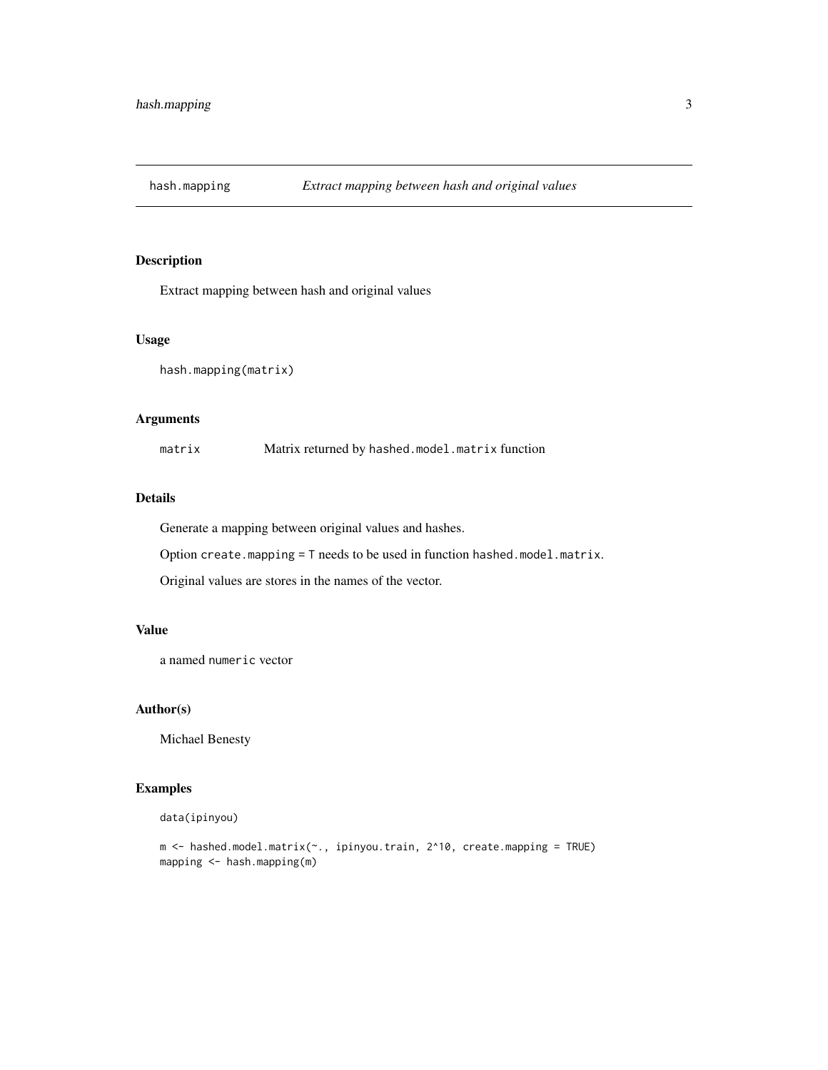## hash.mapping — *Extract mapping between hash and original values*

### Description

Extract mapping between hash and original values

### Usage

```
hash.mapping(matrix)
```

### Arguments

| | |
|---|---|
| `matrix` | Matrix returned by `hashed.model.matrix` function |

### Details

Generate a mapping between original values and hashes.

Option `create.mapping = T` needs to be used in function `hashed.model.matrix`.

Original values are stores in the names of the vector.

### Value

a named `numeric` vector

### Author(s)

Michael Benesty

### Examples

```
data(ipinyou)

m <- hashed.model.matrix(~., ipinyou.train, 2^10, create.mapping = TRUE)
mapping <- hash.mapping(m)
```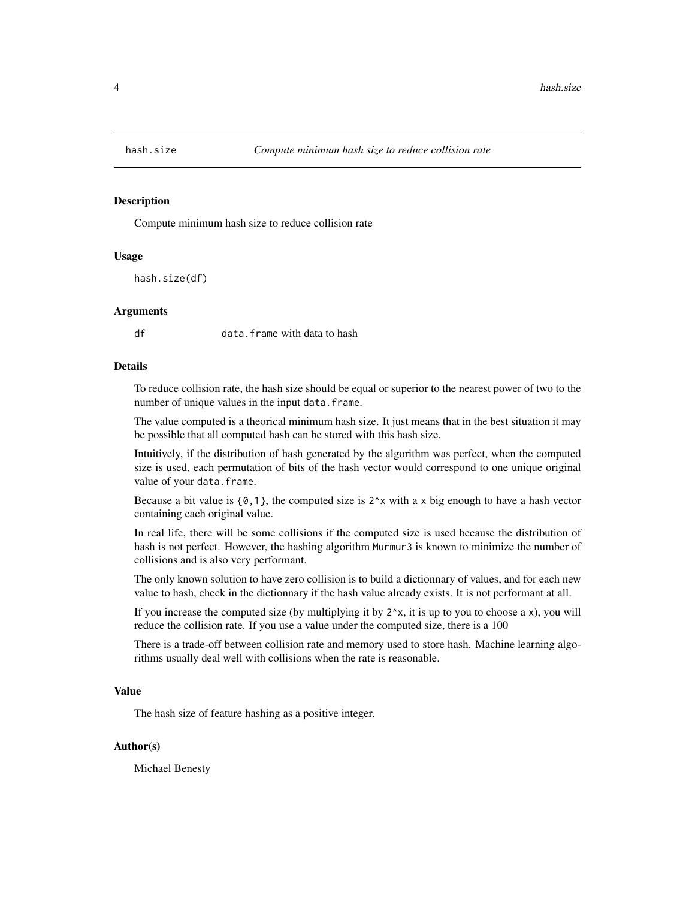## hash.size — *Compute minimum hash size to reduce collision rate*

### Description

Compute minimum hash size to reduce collision rate

### Usage

```
hash.size(df)
```

### Arguments

| | |
|---|---|
| df | data.frame with data to hash |

### Details

To reduce collision rate, the hash size should be equal or superior to the nearest power of two to the number of unique values in the input data.frame.

The value computed is a theorical minimum hash size. It just means that in the best situation it may be possible that all computed hash can be stored with this hash size.

Intuitively, if the distribution of hash generated by the algorithm was perfect, when the computed size is used, each permutation of bits of the hash vector would correspond to one unique original value of your data.frame.

Because a bit value is {0,1}, the computed size is 2^x with a x big enough to have a hash vector containing each original value.

In real life, there will be some collisions if the computed size is used because the distribution of hash is not perfect. However, the hashing algorithm Murmur3 is known to minimize the number of collisions and is also very performant.

The only known solution to have zero collision is to build a dictionnary of values, and for each new value to hash, check in the dictionnary if the hash value already exists. It is not performant at all.

If you increase the computed size (by multiplying it by 2^x, it is up to you to choose a x), you will reduce the collision rate. If you use a value under the computed size, there is a 100

There is a trade-off between collision rate and memory used to store hash. Machine learning algorithms usually deal well with collisions when the rate is reasonable.

### Value

The hash size of feature hashing as a positive integer.

### Author(s)

Michael Benesty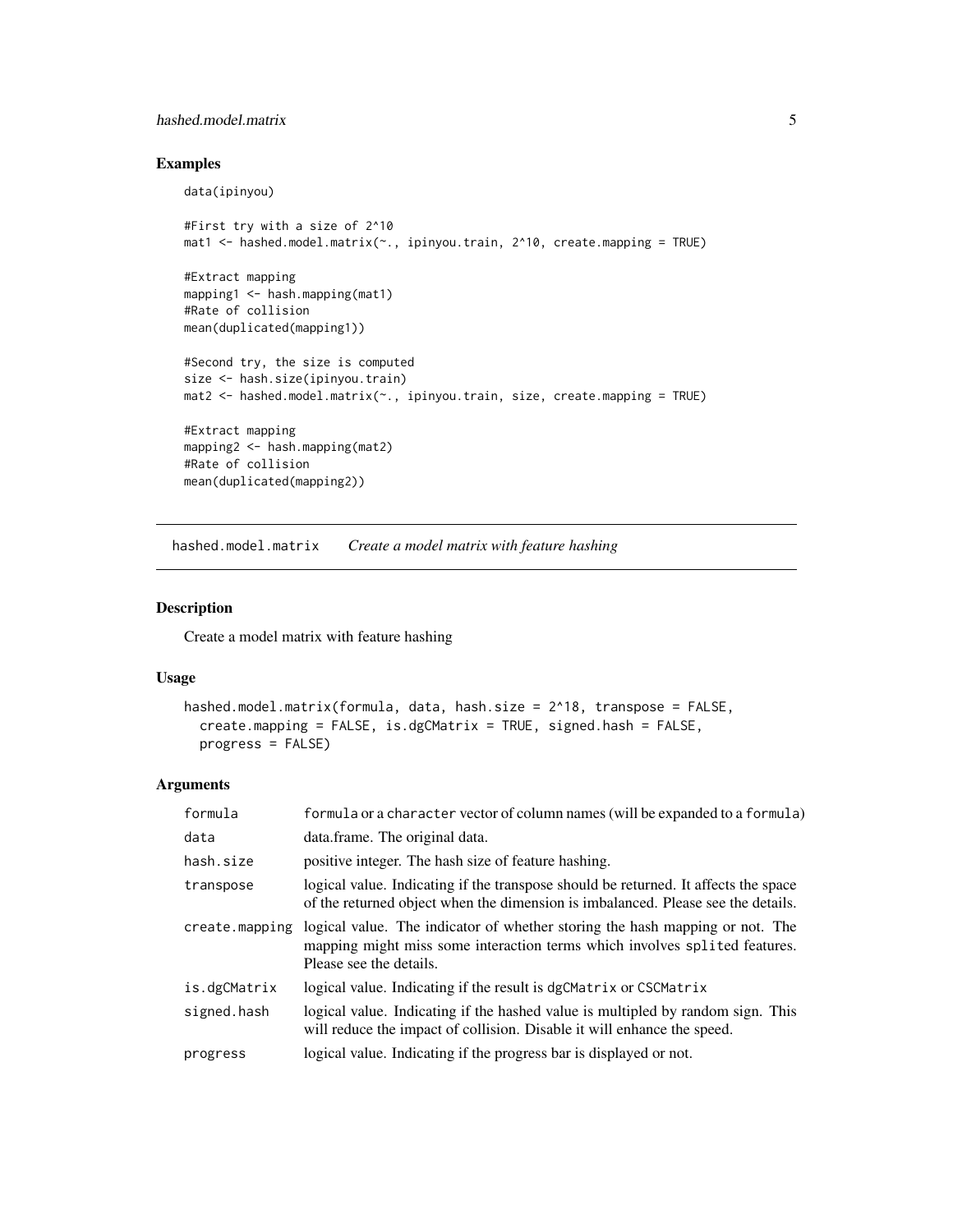## Examples

```
data(ipinyou)

#First try with a size of 2^10
mat1 <- hashed.model.matrix(~., ipinyou.train, 2^10, create.mapping = TRUE)

#Extract mapping
mapping1 <- hash.mapping(mat1)
#Rate of collision
mean(duplicated(mapping1))

#Second try, the size is computed
size <- hash.size(ipinyou.train)
mat2 <- hashed.model.matrix(~., ipinyou.train, size, create.mapping = TRUE)

#Extract mapping
mapping2 <- hash.mapping(mat2)
#Rate of collision
mean(duplicated(mapping2))
```

---

# hashed.model.matrix *Create a model matrix with feature hashing*

## Description

Create a model matrix with feature hashing

## Usage

```
hashed.model.matrix(formula, data, hash.size = 2^18, transpose = FALSE,
  create.mapping = FALSE, is.dgCMatrix = TRUE, signed.hash = FALSE,
  progress = FALSE)
```

## Arguments

| | |
|---|---|
| formula | `formula` or a `character` vector of column names (will be expanded to a `formula`) |
| data | data.frame. The original data. |
| hash.size | positive integer. The hash size of feature hashing. |
| transpose | logical value. Indicating if the transpose should be returned. It affects the space of the returned object when the dimension is imbalanced. Please see the details. |
| create.mapping | logical value. The indicator of whether storing the hash mapping or not. The mapping might miss some interaction terms which involves `split`ed features. Please see the details. |
| is.dgCMatrix | logical value. Indicating if the result is `dgCMatrix` or `CSCMatrix` |
| signed.hash | logical value. Indicating if the hashed value is multipled by random sign. This will reduce the impact of collision. Disable it will enhance the speed. |
| progress | logical value. Indicating if the progress bar is displayed or not. |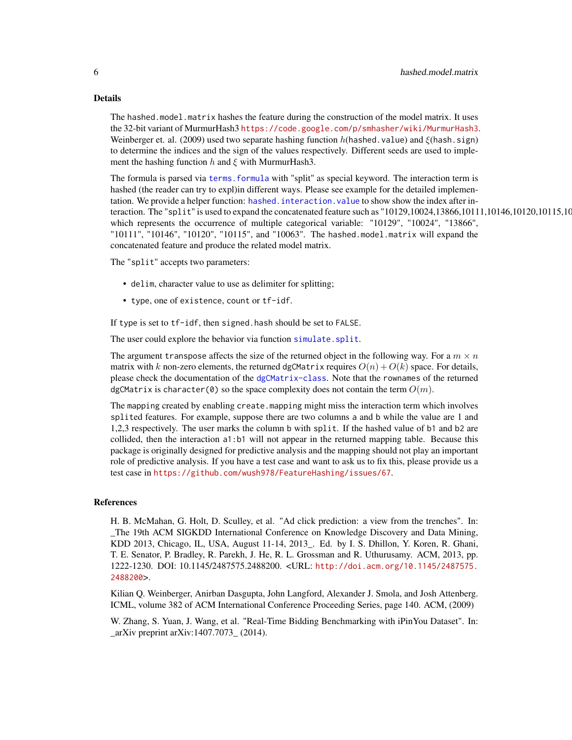## Details

The `hashed.model.matrix` hashes the feature during the construction of the model matrix. It uses the 32-bit variant of MurmurHash3 https://code.google.com/p/smhasher/wiki/MurmurHash3. Weinberger et. al. (2009) used two separate hashing function $h$(`hashed.value`) and $\xi$(`hash.sign`) to determine the indices and the sign of the values respectively. Different seeds are used to implement the hashing function $h$ and $\xi$ with MurmurHash3.

The formula is parsed via `terms.formula` with "split" as special keyword. The interaction term is hashed (the reader can try to expl)in different ways. Please see example for the detailed implementation. We provide a helper function: `hashed.interaction.value` to show show the index after interaction. The "`split`" is used to expand the concatenated feature such as "10129,10024,13866,10111,10146,10120,10115,10 which represents the occurrence of multiple categorical variable: "10129", "10024", "13866", "10111", "10146", "10120", "10115", and "10063". The `hashed.model.matrix` will expand the concatenated feature and produce the related model matrix.

The "`split`" accepts two parameters:

- `delim`, character value to use as delimiter for splitting;
- `type`, one of `existence`, `count` or `tf-idf`.

If `type` is set to `tf-idf`, then `signed.hash` should be set to `FALSE`.

The user could explore the behavior via function `simulate.split`.

The argument `transpose` affects the size of the returned object in the following way. For a $m \times n$ matrix with $k$ non-zero elements, the returned `dgCMatrix` requires $O(n) + O(k)$ space. For details, please check the documentation of the `dgCMatrix-class`. Note that the `rownames` of the returned `dgCMatrix` is `character(0)` so the space complexity does not contain the term $O(m)$.

The `mapping` created by enabling `create.mapping` might miss the interaction term which involves `split`ed features. For example, suppose there are two columns `a` and `b` while the value are 1 and 1,2,3 respectively. The user marks the column `b` with `split`. If the hashed value of `b1` and `b2` are collided, then the interaction `a1:b1` will not appear in the returned mapping table. Because this package is originally designed for predictive analysis and the mapping should not play an important role of predictive analysis. If you have a test case and want to ask us to fix this, please provide us a test case in https://github.com/wush978/FeatureHashing/issues/67.

## References

H. B. McMahan, G. Holt, D. Sculley, et al. "Ad click prediction: a view from the trenches". In: _The 19th ACM SIGKDD International Conference on Knowledge Discovery and Data Mining, KDD 2013, Chicago, IL, USA, August 11-14, 2013_. Ed. by I. S. Dhillon, Y. Koren, R. Ghani, T. E. Senator, P. Bradley, R. Parekh, J. He, R. L. Grossman and R. Uthurusamy. ACM, 2013, pp. 1222-1230. DOI: 10.1145/2487575.2488200. <URL: http://doi.acm.org/10.1145/2487575.2488200>.

Kilian Q. Weinberger, Anirban Dasgupta, John Langford, Alexander J. Smola, and Josh Attenberg. ICML, volume 382 of ACM International Conference Proceeding Series, page 140. ACM, (2009)

W. Zhang, S. Yuan, J. Wang, et al. "Real-Time Bidding Benchmarking with iPinYou Dataset". In: _arXiv preprint arXiv:1407.7073_ (2014).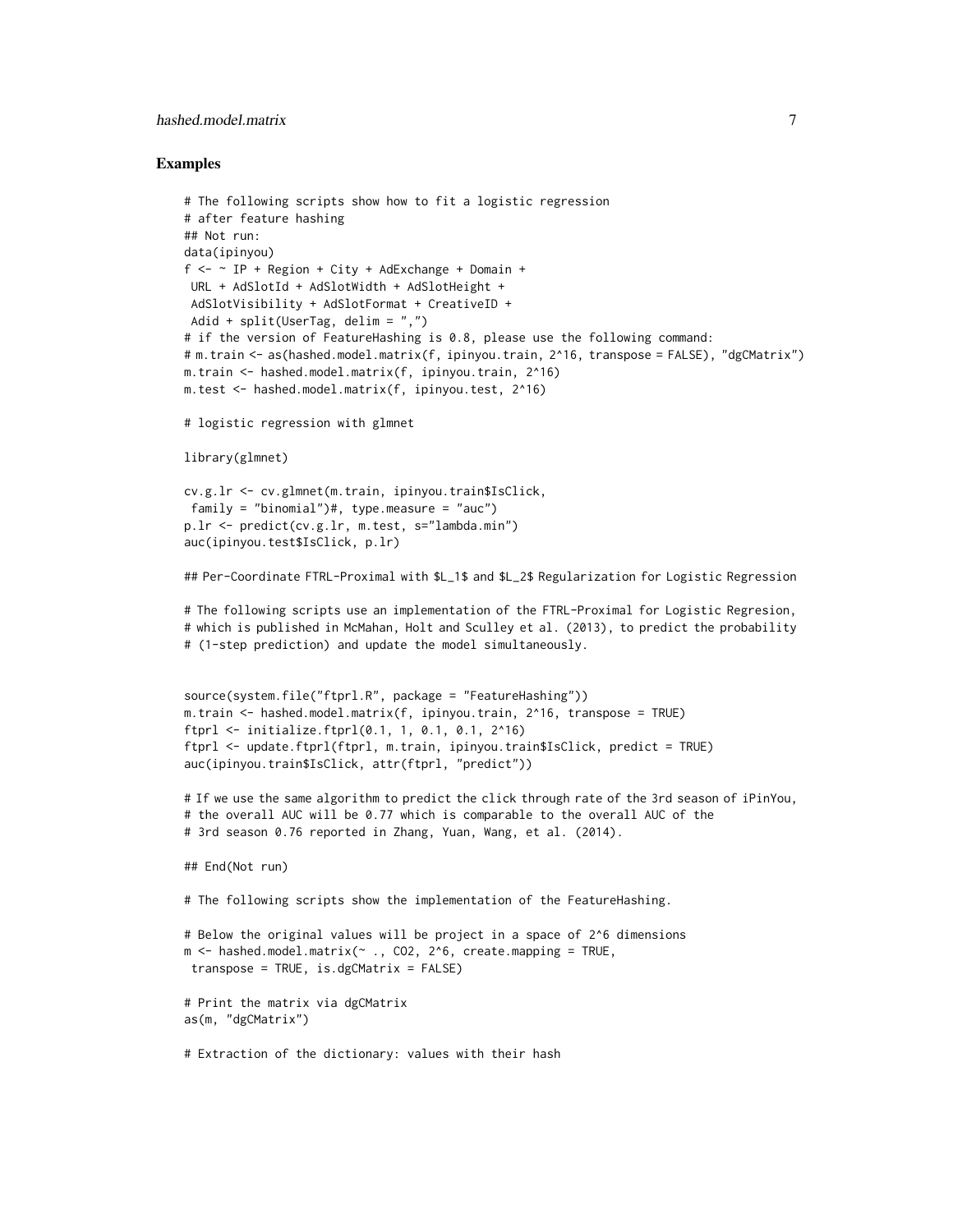## Examples

```
# The following scripts show how to fit a logistic regression
# after feature hashing
## Not run:
data(ipinyou)
f <- ~ IP + Region + City + AdExchange + Domain +
 URL + AdSlotId + AdSlotWidth + AdSlotHeight +
 AdSlotVisibility + AdSlotFormat + CreativeID +
 Adid + split(UserTag, delim = ",")
# if the version of FeatureHashing is 0.8, please use the following command:
# m.train <- as(hashed.model.matrix(f, ipinyou.train, 2^16, transpose = FALSE), "dgCMatrix")
m.train <- hashed.model.matrix(f, ipinyou.train, 2^16)
m.test <- hashed.model.matrix(f, ipinyou.test, 2^16)

# logistic regression with glmnet

library(glmnet)

cv.g.lr <- cv.glmnet(m.train, ipinyou.train$IsClick,
 family = "binomial")#, type.measure = "auc")
p.lr <- predict(cv.g.lr, m.test, s="lambda.min")
auc(ipinyou.test$IsClick, p.lr)

## Per-Coordinate FTRL-Proximal with $L_1$ and $L_2$ Regularization for Logistic Regression

# The following scripts use an implementation of the FTRL-Proximal for Logistic Regresion,
# which is published in McMahan, Holt and Sculley et al. (2013), to predict the probability
# (1-step prediction) and update the model simultaneously.


source(system.file("ftprl.R", package = "FeatureHashing"))
m.train <- hashed.model.matrix(f, ipinyou.train, 2^16, transpose = TRUE)
ftprl <- initialize.ftprl(0.1, 1, 0.1, 0.1, 2^16)
ftprl <- update.ftprl(ftprl, m.train, ipinyou.train$IsClick, predict = TRUE)
auc(ipinyou.train$IsClick, attr(ftprl, "predict"))

# If we use the same algorithm to predict the click through rate of the 3rd season of iPinYou,
# the overall AUC will be 0.77 which is comparable to the overall AUC of the
# 3rd season 0.76 reported in Zhang, Yuan, Wang, et al. (2014).

## End(Not run)

# The following scripts show the implementation of the FeatureHashing.

# Below the original values will be project in a space of 2^6 dimensions
m <- hashed.model.matrix(~ ., CO2, 2^6, create.mapping = TRUE,
 transpose = TRUE, is.dgCMatrix = FALSE)

# Print the matrix via dgCMatrix
as(m, "dgCMatrix")

# Extraction of the dictionary: values with their hash
```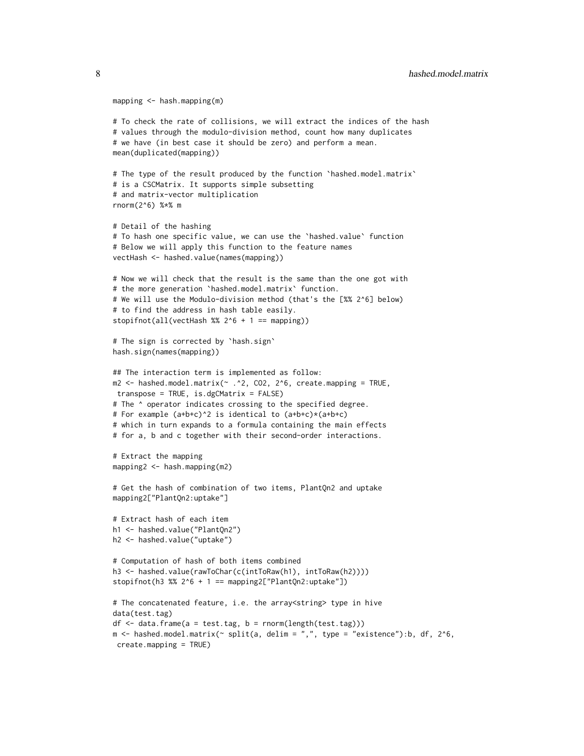```
mapping <- hash.mapping(m)

# To check the rate of collisions, we will extract the indices of the hash
# values through the modulo-division method, count how many duplicates
# we have (in best case it should be zero) and perform a mean.
mean(duplicated(mapping))

# The type of the result produced by the function `hashed.model.matrix`
# is a CSCMatrix. It supports simple subsetting
# and matrix-vector multiplication
rnorm(2^6) %*% m

# Detail of the hashing
# To hash one specific value, we can use the `hashed.value` function
# Below we will apply this function to the feature names
vectHash <- hashed.value(names(mapping))

# Now we will check that the result is the same than the one got with
# the more generation `hashed.model.matrix` function.
# We will use the Modulo-division method (that's the [%% 2^6] below)
# to find the address in hash table easily.
stopifnot(all(vectHash %% 2^6 + 1 == mapping))

# The sign is corrected by `hash.sign`
hash.sign(names(mapping))

## The interaction term is implemented as follow:
m2 <- hashed.model.matrix(~ .^2, CO2, 2^6, create.mapping = TRUE,
 transpose = TRUE, is.dgCMatrix = FALSE)
# The ^ operator indicates crossing to the specified degree.
# For example (a+b+c)^2 is identical to (a+b+c)*(a+b+c)
# which in turn expands to a formula containing the main effects
# for a, b and c together with their second-order interactions.

# Extract the mapping
mapping2 <- hash.mapping(m2)

# Get the hash of combination of two items, PlantQn2 and uptake
mapping2["PlantQn2:uptake"]

# Extract hash of each item
h1 <- hashed.value("PlantQn2")
h2 <- hashed.value("uptake")

# Computation of hash of both items combined
h3 <- hashed.value(rawToChar(c(intToRaw(h1), intToRaw(h2))))
stopifnot(h3 %% 2^6 + 1 == mapping2["PlantQn2:uptake"])

# The concatenated feature, i.e. the array<string> type in hive
data(test.tag)
df <- data.frame(a = test.tag, b = rnorm(length(test.tag)))
m <- hashed.model.matrix(~ split(a, delim = ",", type = "existence"):b, df, 2^6,
 create.mapping = TRUE)
```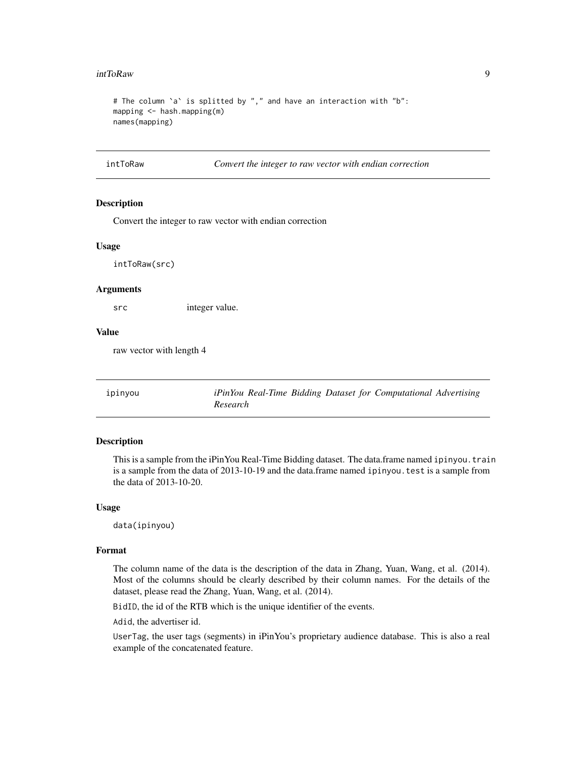```
# The column `a` is splitted by "," and have an interaction with "b":
mapping <- hash.mapping(m)
names(mapping)
```

---

## intToRaw — *Convert the integer to raw vector with endian correction*

### Description

Convert the integer to raw vector with endian correction

### Usage

```
intToRaw(src)
```

### Arguments

| | |
|---|---|
| `src` | integer value. |

### Value

raw vector with length 4

---

## ipinyou — *iPinYou Real-Time Bidding Dataset for Computational Advertising Research*

### Description

This is a sample from the iPinYou Real-Time Bidding dataset. The data.frame named `ipinyou.train` is a sample from the data of 2013-10-19 and the data.frame named `ipinyou.test` is a sample from the data of 2013-10-20.

### Usage

```
data(ipinyou)
```

### Format

The column name of the data is the description of the data in Zhang, Yuan, Wang, et al. (2014). Most of the columns should be clearly described by their column names. For the details of the dataset, please read the Zhang, Yuan, Wang, et al. (2014).

`BidID`, the id of the RTB which is the unique identifier of the events.

`Adid`, the advertiser id.

`UserTag`, the user tags (segments) in iPinYou's proprietary audience database. This is also a real example of the concatenated feature.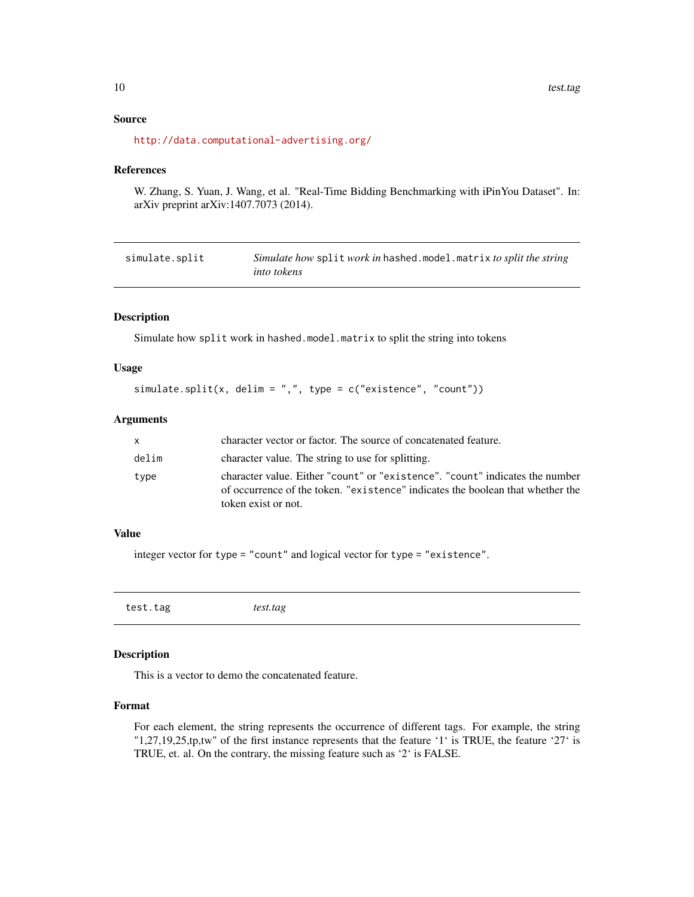## Source

http://data.computational-advertising.org/

## References

W. Zhang, S. Yuan, J. Wang, et al. "Real-Time Bidding Benchmarking with iPinYou Dataset". In: arXiv preprint arXiv:1407.7073 (2014).

---

| simulate.split | *Simulate how* split *work in* hashed.model.matrix *to split the string into tokens* |
|---|---|

### Description

Simulate how `split` work in `hashed.model.matrix` to split the string into tokens

### Usage

```
simulate.split(x, delim = ",", type = c("existence", "count"))
```

### Arguments

| | |
|---|---|
| x | character vector or factor. The source of concatenated feature. |
| delim | character value. The string to use for splitting. |
| type | character value. Either "count" or "existence". "count" indicates the number of occurrence of the token. "existence" indicates the boolean that whether the token exist or not. |

### Value

integer vector for `type = "count"` and logical vector for `type = "existence"`.

---

| test.tag | *test.tag* |
|---|---|

### Description

This is a vector to demo the concatenated feature.

### Format

For each element, the string represents the occurrence of different tags. For example, the string "1,27,19,25,tp,tw" of the first instance represents that the feature '1' is TRUE, the feature '27' is TRUE, et. al. On the contrary, the missing feature such as '2' is FALSE.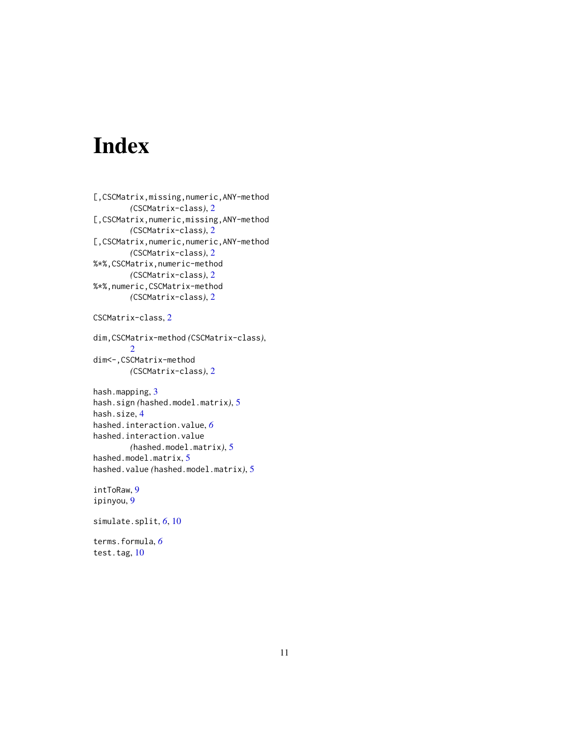# Index

[,CSCMatrix,missing,numeric,ANY-method (CSCMatrix-class), 2
[,CSCMatrix,numeric,missing,ANY-method (CSCMatrix-class), 2
[,CSCMatrix,numeric,numeric,ANY-method (CSCMatrix-class), 2
%*%,CSCMatrix,numeric-method (CSCMatrix-class), 2
%*%,numeric,CSCMatrix-method (CSCMatrix-class), 2

CSCMatrix-class, 2

dim,CSCMatrix-method (CSCMatrix-class), 2
dim<-,CSCMatrix-method (CSCMatrix-class), 2

hash.mapping, 3
hash.sign (hashed.model.matrix), 5
hash.size, 4
hashed.interaction.value, *6*
hashed.interaction.value (hashed.model.matrix), 5
hashed.model.matrix, 5
hashed.value (hashed.model.matrix), 5

intToRaw, 9
ipinyou, 9

simulate.split, *6*, 10

terms.formula, *6*
test.tag, 10